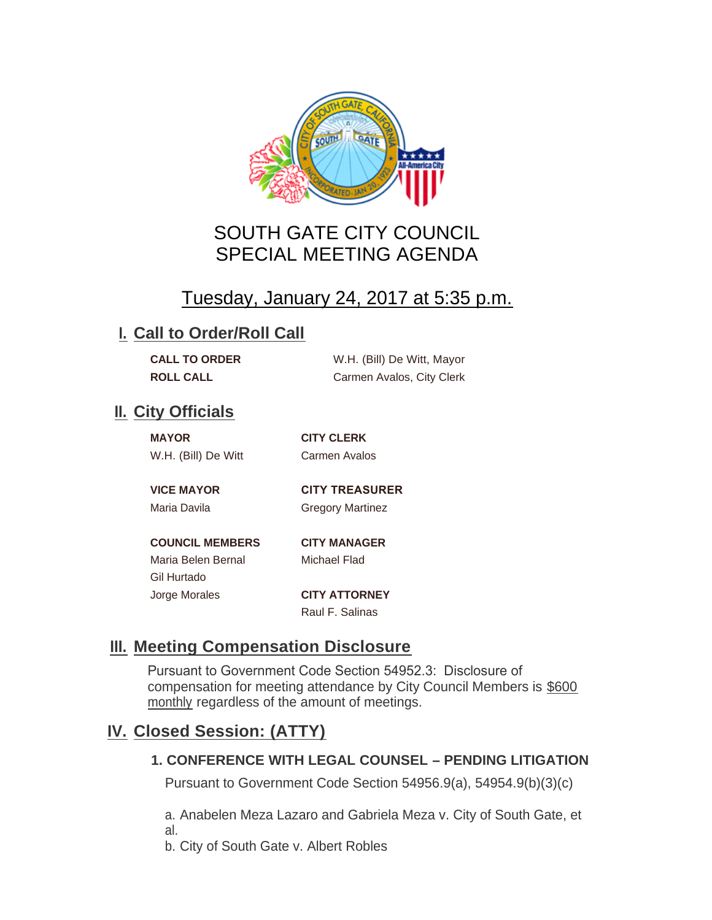# SOUTH GATE CITY COUNCIL
# SPECIAL MEETING AGENDA

## Tuesday, January 24, 2017 at 5:35 p.m.

## I. Call to Order/Roll Call

**CALL TO ORDER** W.H. (Bill) De Witt, Mayor
**ROLL CALL** Carmen Avalos, City Clerk

## II. City Officials

**MAYOR**
W.H. (Bill) De Witt

**VICE MAYOR**
Maria Davila

**COUNCIL MEMBERS**
Maria Belen Bernal
Gil Hurtado
Jorge Morales

**CITY CLERK**
Carmen Avalos

**CITY TREASURER**
Gregory Martinez

**CITY MANAGER**
Michael Flad

**CITY ATTORNEY**
Raul F. Salinas

## III. Meeting Compensation Disclosure

Pursuant to Government Code Section 54952.3: Disclosure of compensation for meeting attendance by City Council Members is $600 monthly regardless of the amount of meetings.

## IV. Closed Session: (ATTY)

### 1. CONFERENCE WITH LEGAL COUNSEL – PENDING LITIGATION

Pursuant to Government Code Section 54956.9(a), 54954.9(b)(3)(c)

a. Anabelen Meza Lazaro and Gabriela Meza v. City of South Gate, et al.
b. City of South Gate v. Albert Robles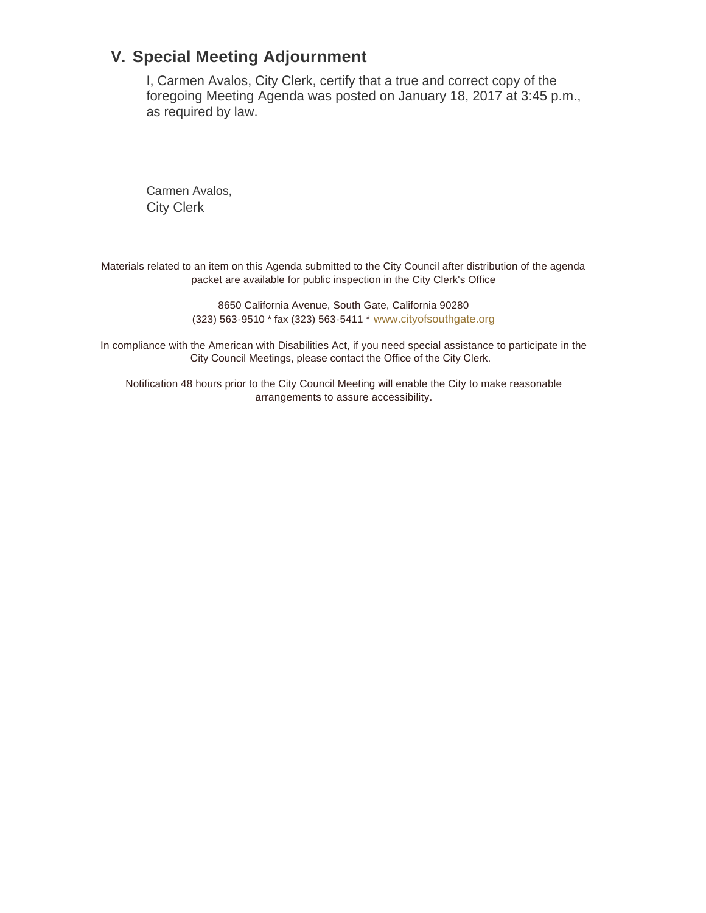## V. Special Meeting Adjournment

I, Carmen Avalos, City Clerk, certify that a true and correct copy of the foregoing Meeting Agenda was posted on January 18, 2017 at 3:45 p.m., as required by law.

Carmen Avalos,
City Clerk

Materials related to an item on this Agenda submitted to the City Council after distribution of the agenda packet are available for public inspection in the City Clerk's Office

8650 California Avenue, South Gate, California 90280
(323) 563-9510 * fax (323) 563-5411 * www.cityofsouthgate.org

In compliance with the American with Disabilities Act, if you need special assistance to participate in the City Council Meetings, please contact the Office of the City Clerk.

Notification 48 hours prior to the City Council Meeting will enable the City to make reasonable arrangements to assure accessibility.